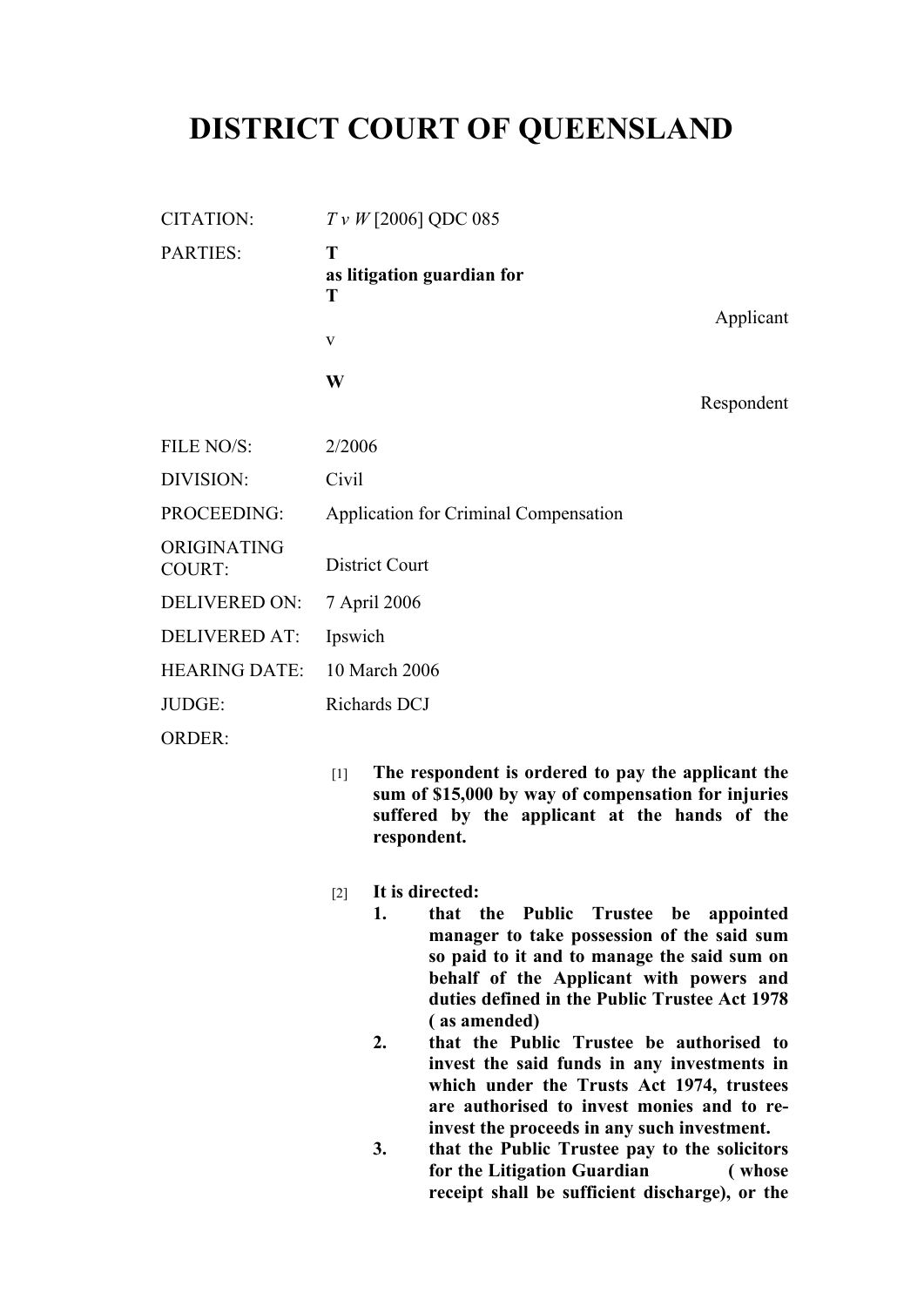# DISTRICT COURT OF QUEENSLAND

| | |
|---|---|
| CITATION: | *T v W* [2006] QDC 085 |
| PARTIES: | **T** **as litigation guardian for** **T** Applicant v **W** Respondent |
| FILE NO/S: | 2/2006 |
| DIVISION: | Civil |
| PROCEEDING: | Application for Criminal Compensation |
| ORIGINATING COURT: | District Court |
| DELIVERED ON: | 7 April 2006 |
| DELIVERED AT: | Ipswich |
| HEARING DATE: | 10 March 2006 |
| JUDGE: | Richards DCJ |
| ORDER: | |

[1] **The respondent is ordered to pay the applicant the sum of $15,000 by way of compensation for injuries suffered by the applicant at the hands of the respondent.**

[2] **It is directed:**

1. **that the Public Trustee be appointed manager to take possession of the said sum so paid to it and to manage the said sum on behalf of the Applicant with powers and duties defined in the Public Trustee Act 1978 ( as amended)**
2. **that the Public Trustee be authorised to invest the said funds in any investments in which under the Trusts Act 1974, trustees are authorised to invest monies and to re-invest the proceeds in any such investment.**
3. **that the Public Trustee pay to the solicitors for the Litigation Guardian ( whose receipt shall be sufficient discharge), or the**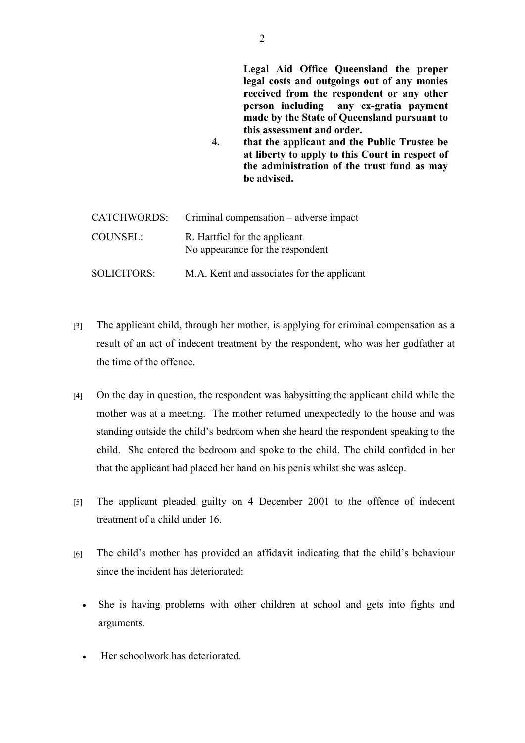**Legal Aid Office Queensland the proper legal costs and outgoings out of any monies received from the respondent or any other person including any ex-gratia payment made by the State of Queensland pursuant to this assessment and order.**

**4. that the applicant and the Public Trustee be at liberty to apply to this Court in respect of the administration of the trust fund as may be advised.**

| | |
|---|---|
| CATCHWORDS: | Criminal compensation – adverse impact |
| COUNSEL: | R. Hartfiel for the applicant<br>No appearance for the respondent |
| SOLICITORS: | M.A. Kent and associates for the applicant |

[3] The applicant child, through her mother, is applying for criminal compensation as a result of an act of indecent treatment by the respondent, who was her godfather at the time of the offence.

[4] On the day in question, the respondent was babysitting the applicant child while the mother was at a meeting. The mother returned unexpectedly to the house and was standing outside the child's bedroom when she heard the respondent speaking to the child. She entered the bedroom and spoke to the child. The child confided in her that the applicant had placed her hand on his penis whilst she was asleep.

[5] The applicant pleaded guilty on 4 December 2001 to the offence of indecent treatment of a child under 16.

[6] The child's mother has provided an affidavit indicating that the child's behaviour since the incident has deteriorated:

- She is having problems with other children at school and gets into fights and arguments.
- Her schoolwork has deteriorated.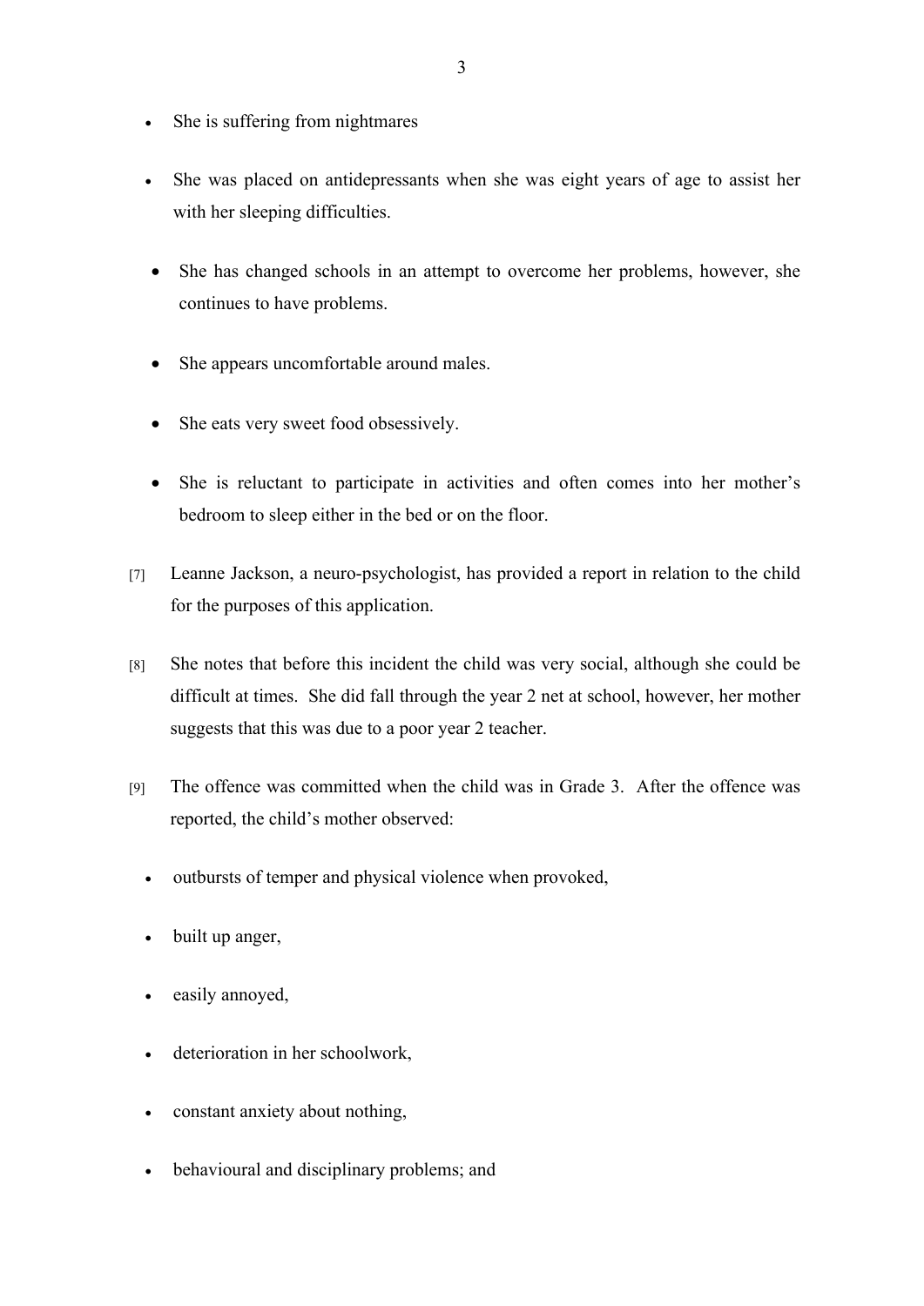- She is suffering from nightmares
- She was placed on antidepressants when she was eight years of age to assist her with her sleeping difficulties.
- She has changed schools in an attempt to overcome her problems, however, she continues to have problems.
- She appears uncomfortable around males.
- She eats very sweet food obsessively.
- She is reluctant to participate in activities and often comes into her mother's bedroom to sleep either in the bed or on the floor.

[7] Leanne Jackson, a neuro-psychologist, has provided a report in relation to the child for the purposes of this application.

[8] She notes that before this incident the child was very social, although she could be difficult at times. She did fall through the year 2 net at school, however, her mother suggests that this was due to a poor year 2 teacher.

[9] The offence was committed when the child was in Grade 3. After the offence was reported, the child's mother observed:

- outbursts of temper and physical violence when provoked,
- built up anger,
- easily annoyed,
- deterioration in her schoolwork,
- constant anxiety about nothing,
- behavioural and disciplinary problems; and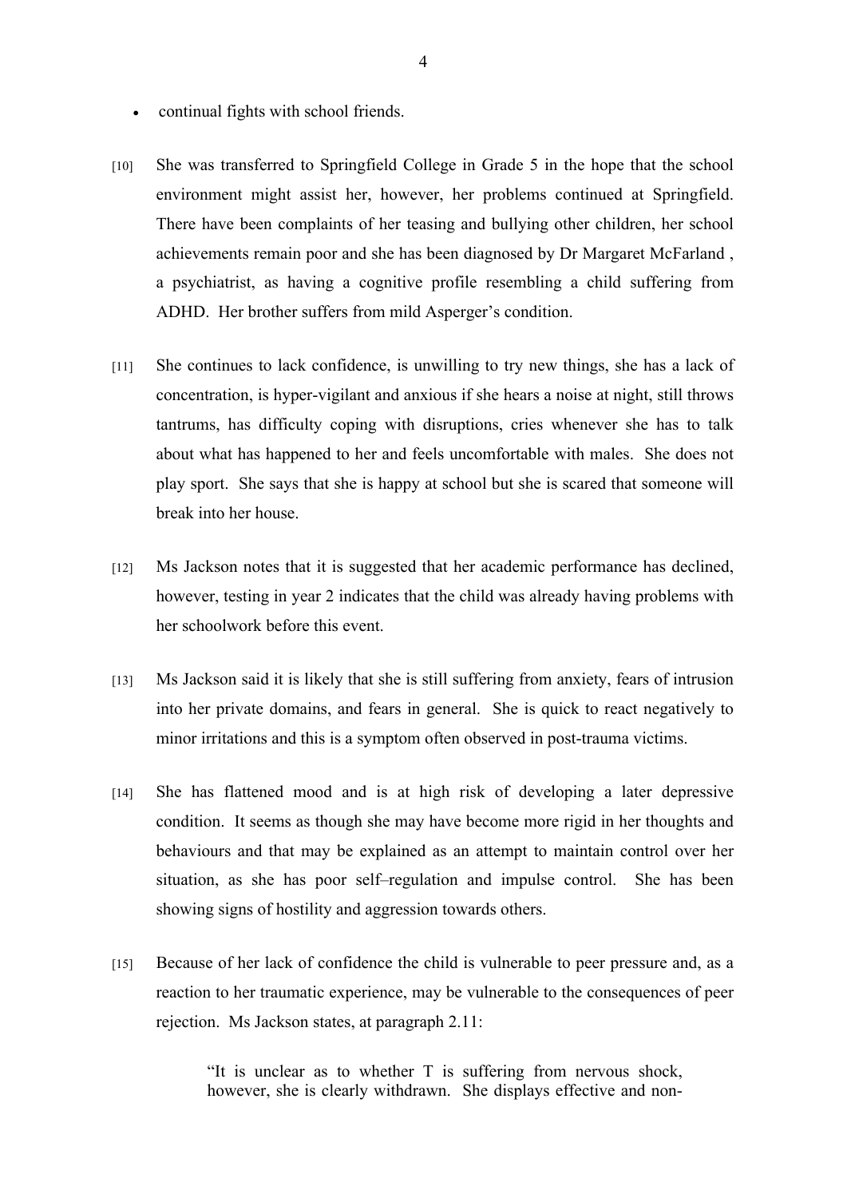- continual fights with school friends.

[10] She was transferred to Springfield College in Grade 5 in the hope that the school environment might assist her, however, her problems continued at Springfield. There have been complaints of her teasing and bullying other children, her school achievements remain poor and she has been diagnosed by Dr Margaret McFarland , a psychiatrist, as having a cognitive profile resembling a child suffering from ADHD. Her brother suffers from mild Asperger's condition.

[11] She continues to lack confidence, is unwilling to try new things, she has a lack of concentration, is hyper-vigilant and anxious if she hears a noise at night, still throws tantrums, has difficulty coping with disruptions, cries whenever she has to talk about what has happened to her and feels uncomfortable with males. She does not play sport. She says that she is happy at school but she is scared that someone will break into her house.

[12] Ms Jackson notes that it is suggested that her academic performance has declined, however, testing in year 2 indicates that the child was already having problems with her schoolwork before this event.

[13] Ms Jackson said it is likely that she is still suffering from anxiety, fears of intrusion into her private domains, and fears in general. She is quick to react negatively to minor irritations and this is a symptom often observed in post-trauma victims.

[14] She has flattened mood and is at high risk of developing a later depressive condition. It seems as though she may have become more rigid in her thoughts and behaviours and that may be explained as an attempt to maintain control over her situation, as she has poor self–regulation and impulse control. She has been showing signs of hostility and aggression towards others.

[15] Because of her lack of confidence the child is vulnerable to peer pressure and, as a reaction to her traumatic experience, may be vulnerable to the consequences of peer rejection. Ms Jackson states, at paragraph 2.11:

> "It is unclear as to whether T is suffering from nervous shock, however, she is clearly withdrawn. She displays effective and non-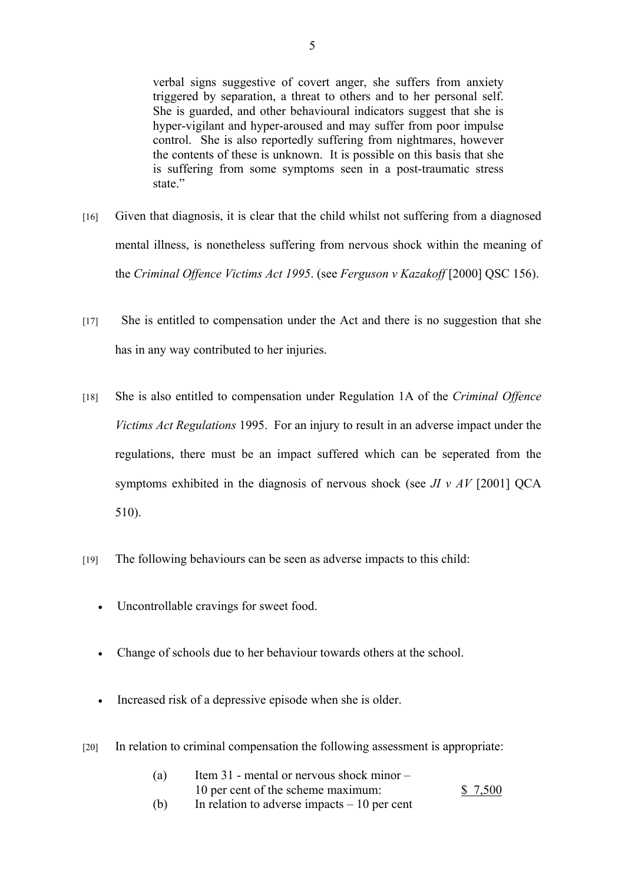> verbal signs suggestive of covert anger, she suffers from anxiety triggered by separation, a threat to others and to her personal self. She is guarded, and other behavioural indicators suggest that she is hyper-vigilant and hyper-aroused and may suffer from poor impulse control. She is also reportedly suffering from nightmares, however the contents of these is unknown. It is possible on this basis that she is suffering from some symptoms seen in a post-traumatic stress state."

[16] Given that diagnosis, it is clear that the child whilst not suffering from a diagnosed mental illness, is nonetheless suffering from nervous shock within the meaning of the *Criminal Offence Victims Act 1995*. (see *Ferguson v Kazakoff* [2000] QSC 156).

[17] She is entitled to compensation under the Act and there is no suggestion that she has in any way contributed to her injuries.

[18] She is also entitled to compensation under Regulation 1A of the *Criminal Offence Victims Act Regulations* 1995. For an injury to result in an adverse impact under the regulations, there must be an impact suffered which can be seperated from the symptoms exhibited in the diagnosis of nervous shock (see *JI v AV* [2001] QCA 510).

[19] The following behaviours can be seen as adverse impacts to this child:

- Uncontrollable cravings for sweet food.
- Change of schools due to her behaviour towards others at the school.
- Increased risk of a depressive episode when she is older.

[20] In relation to criminal compensation the following assessment is appropriate:

| | | |
|---|---|---|
| (a) | Item 31 - mental or nervous shock minor – 10 per cent of the scheme maximum: | $ 7,500 |
| (b) | In relation to adverse impacts – 10 per cent | |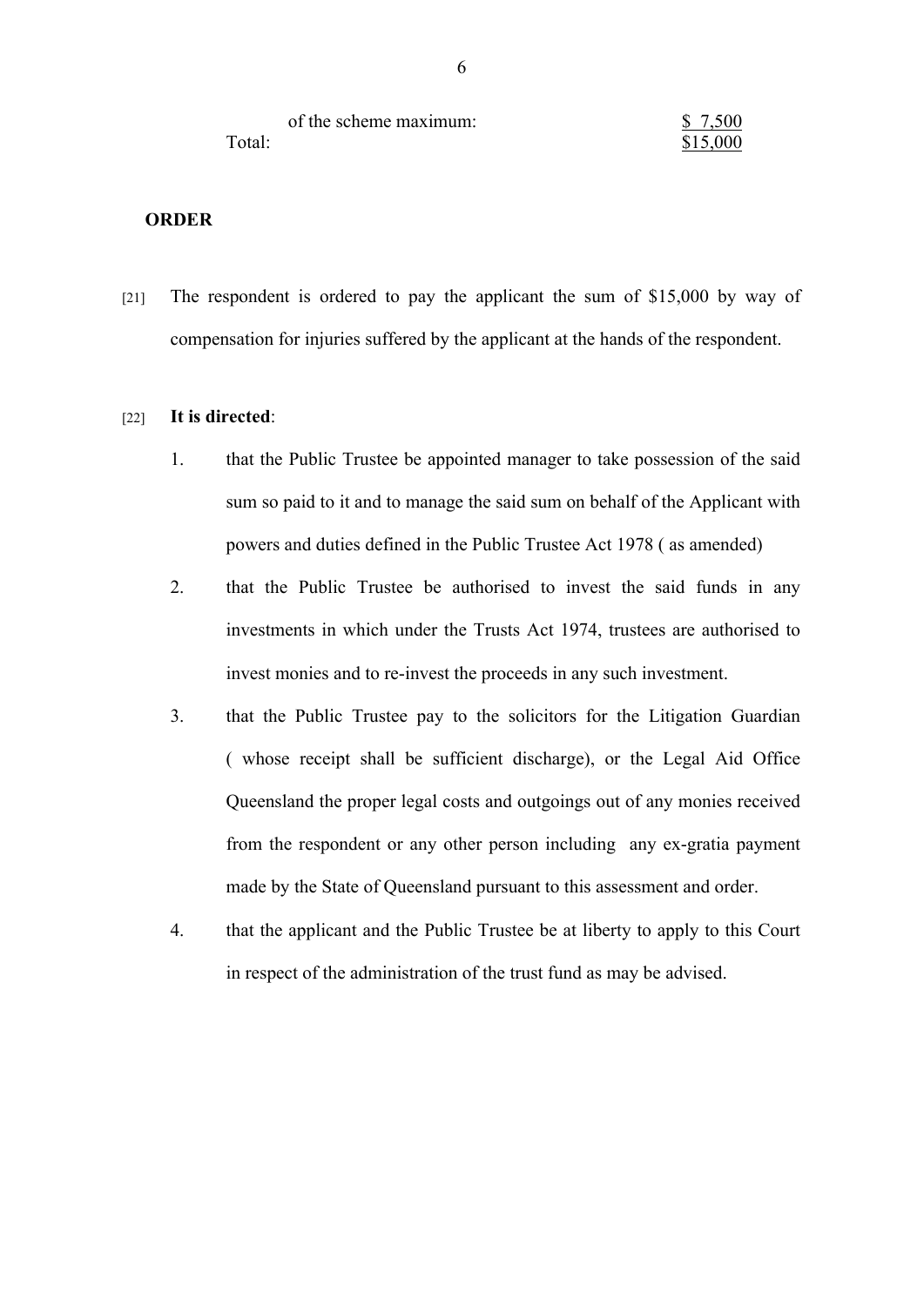| | |
|---|---|
| of the scheme maximum: | $ 7,500 |
| Total: | $15,000 |

**ORDER**

[21] The respondent is ordered to pay the applicant the sum of $15,000 by way of compensation for injuries suffered by the applicant at the hands of the respondent.

[22] **It is directed**:

1. that the Public Trustee be appointed manager to take possession of the said sum so paid to it and to manage the said sum on behalf of the Applicant with powers and duties defined in the Public Trustee Act 1978 ( as amended)
2. that the Public Trustee be authorised to invest the said funds in any investments in which under the Trusts Act 1974, trustees are authorised to invest monies and to re-invest the proceeds in any such investment.
3. that the Public Trustee pay to the solicitors for the Litigation Guardian ( whose receipt shall be sufficient discharge), or the Legal Aid Office Queensland the proper legal costs and outgoings out of any monies received from the respondent or any other person including any ex-gratia payment made by the State of Queensland pursuant to this assessment and order.
4. that the applicant and the Public Trustee be at liberty to apply to this Court in respect of the administration of the trust fund as may be advised.